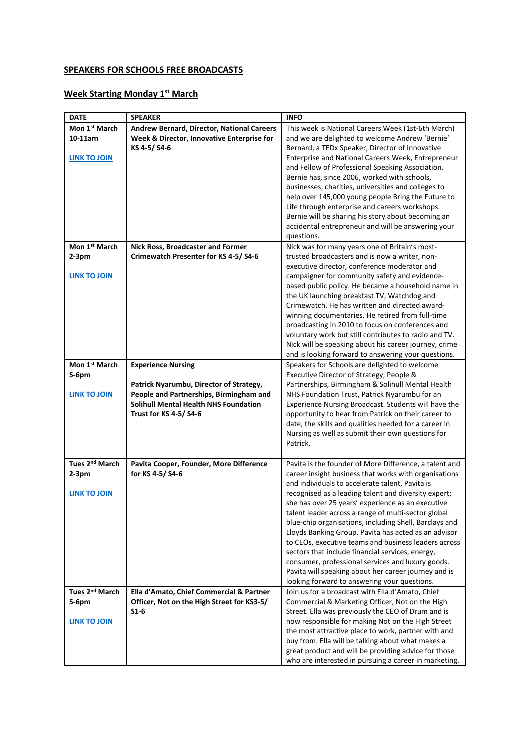## SPEAKERS FOR SCHOOLS FREE BROADCASTS

### Week Starting Monday 1st March

| DATE | SPEAKER | INFO |
|---|---|---|
| **Mon 1st March 10-11am** <br><br> **LINK TO JOIN** | **Andrew Bernard, Director, National Careers Week & Director, Innovative Enterprise for KS 4-5/ S4-6** | This week is National Careers Week (1st-6th March) and we are delighted to welcome Andrew 'Bernie' Bernard, a TEDx Speaker, Director of Innovative Enterprise and National Careers Week, Entrepreneur and Fellow of Professional Speaking Association. Bernie has, since 2006, worked with schools, businesses, charities, universities and colleges to help over 145,000 young people Bring the Future to Life through enterprise and careers workshops. Bernie will be sharing his story about becoming an accidental entrepreneur and will be answering your questions. |
| **Mon 1st March 2-3pm** <br><br> **LINK TO JOIN** | **Nick Ross, Broadcaster and Former Crimewatch Presenter for KS 4-5/ S4-6** | Nick was for many years one of Britain's most-trusted broadcasters and is now a writer, non-executive director, conference moderator and campaigner for community safety and evidence-based public policy. He became a household name in the UK launching breakfast TV, Watchdog and Crimewatch. He has written and directed award-winning documentaries. He retired from full-time broadcasting in 2010 to focus on conferences and voluntary work but still contributes to radio and TV. Nick will be speaking about his career journey, crime and is looking forward to answering your questions. |
| **Mon 1st March 5-6pm** <br><br> **LINK TO JOIN** | **Experience Nursing** <br><br> **Patrick Nyarumbu, Director of Strategy, People and Partnerships, Birmingham and Solihull Mental Health NHS Foundation Trust for KS 4-5/ S4-6** | Speakers for Schools are delighted to welcome Executive Director of Strategy, People & Partnerships, Birmingham & Solihull Mental Health NHS Foundation Trust, Patrick Nyarumbu for an Experience Nursing Broadcast. Students will have the opportunity to hear from Patrick on their career to date, the skills and qualities needed for a career in Nursing as well as submit their own questions for Patrick. |
| **Tues 2nd March 2-3pm** <br><br> **LINK TO JOIN** | **Pavita Cooper, Founder, More Difference for KS 4-5/ S4-6** | Pavita is the founder of More Difference, a talent and career insight business that works with organisations and individuals to accelerate talent, Pavita is recognised as a leading talent and diversity expert; she has over 25 years' experience as an executive talent leader across a range of multi-sector global blue-chip organisations, including Shell, Barclays and Lloyds Banking Group. Pavita has acted as an advisor to CEOs, executive teams and business leaders across sectors that include financial services, energy, consumer, professional services and luxury goods. Pavita will speaking about her career journey and is looking forward to answering your questions. |
| **Tues 2nd March 5-6pm** <br><br> **LINK TO JOIN** | **Ella d'Amato, Chief Commercial & Partner Officer, Not on the High Street for KS3-5/ S1-6** | Join us for a broadcast with Ella d'Amato, Chief Commercial & Marketing Officer, Not on the High Street. Ella was previously the CEO of Drum and is now responsible for making Not on the High Street the most attractive place to work, partner with and buy from. Ella will be talking about what makes a great product and will be providing advice for those who are interested in pursuing a career in marketing. |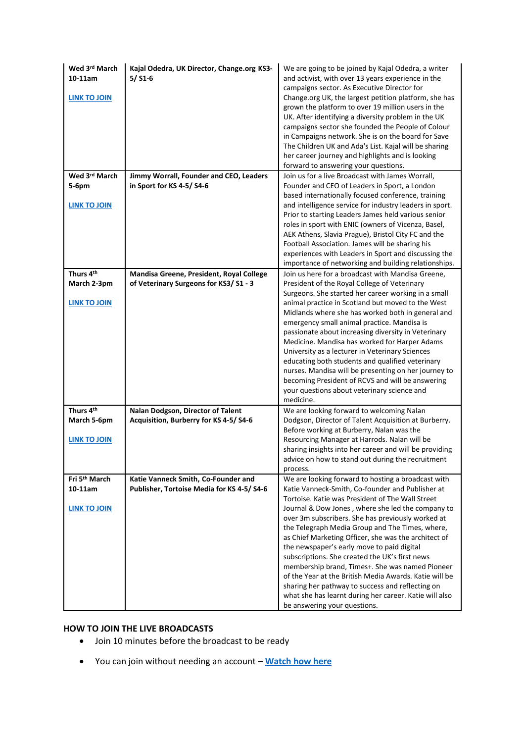| Wed 3rd March 10-11am<br><br>**LINK TO JOIN** | **Kajal Odedra, UK Director, Change.org KS3-5/ S1-6** | We are going to be joined by Kajal Odedra, a writer and activist, with over 13 years experience in the campaigns sector. As Executive Director for Change.org UK, the largest petition platform, she has grown the platform to over 19 million users in the UK. After identifying a diversity problem in the UK campaigns sector she founded the People of Colour in Campaigns network. She is on the board for Save The Children UK and Ada's List. Kajal will be sharing her career journey and highlights and is looking forward to answering your questions. |
|---|---|---|
| **Wed 3rd March 5-6pm**<br><br>**LINK TO JOIN** | **Jimmy Worrall, Founder and CEO, Leaders in Sport for KS 4-5/ S4-6** | Join us for a live Broadcast with James Worrall, Founder and CEO of Leaders in Sport, a London based internationally focused conference, training and intelligence service for industry leaders in sport. Prior to starting Leaders James held various senior roles in sport with ENIC (owners of Vicenza, Basel, AEK Athens, Slavia Prague), Bristol City FC and the Football Association. James will be sharing his experiences with Leaders in Sport and discussing the importance of networking and building relationships. |
| **Thurs 4th March 2-3pm**<br><br>**LINK TO JOIN** | **Mandisa Greene, President, Royal College of Veterinary Surgeons for KS3/ S1 - 3** | Join us here for a broadcast with Mandisa Greene, President of the Royal College of Veterinary Surgeons. She started her career working in a small animal practice in Scotland but moved to the West Midlands where she has worked both in general and emergency small animal practice. Mandisa is passionate about increasing diversity in Veterinary Medicine. Mandisa has worked for Harper Adams University as a lecturer in Veterinary Sciences educating both students and qualified veterinary nurses. Mandisa will be presenting on her journey to becoming President of RCVS and will be answering your questions about veterinary science and medicine. |
| **Thurs 4th March 5-6pm**<br><br>**LINK TO JOIN** | **Nalan Dodgson, Director of Talent Acquisition, Burberry for KS 4-5/ S4-6** | We are looking forward to welcoming Nalan Dodgson, Director of Talent Acquisition at Burberry. Before working at Burberry, Nalan was the Resourcing Manager at Harrods. Nalan will be sharing insights into her career and will be providing advice on how to stand out during the recruitment process. |
| **Fri 5th March 10-11am**<br><br>**LINK TO JOIN** | **Katie Vanneck Smith, Co-Founder and Publisher, Tortoise Media for KS 4-5/ S4-6** | We are looking forward to hosting a broadcast with Katie Vanneck-Smith, Co-founder and Publisher at Tortoise. Katie was President of The Wall Street Journal & Dow Jones , where she led the company to over 3m subscribers. She has previously worked at the Telegraph Media Group and The Times, where, as Chief Marketing Officer, she was the architect of the newspaper's early move to paid digital subscriptions. She created the UK's first news membership brand, Times+. She was named Pioneer of the Year at the British Media Awards. Katie will be sharing her pathway to success and reflecting on what she has learnt during her career. Katie will also be answering your questions. |

**HOW TO JOIN THE LIVE BROADCASTS**

- Join 10 minutes before the broadcast to be ready
- You can join without needing an account – **Watch how here**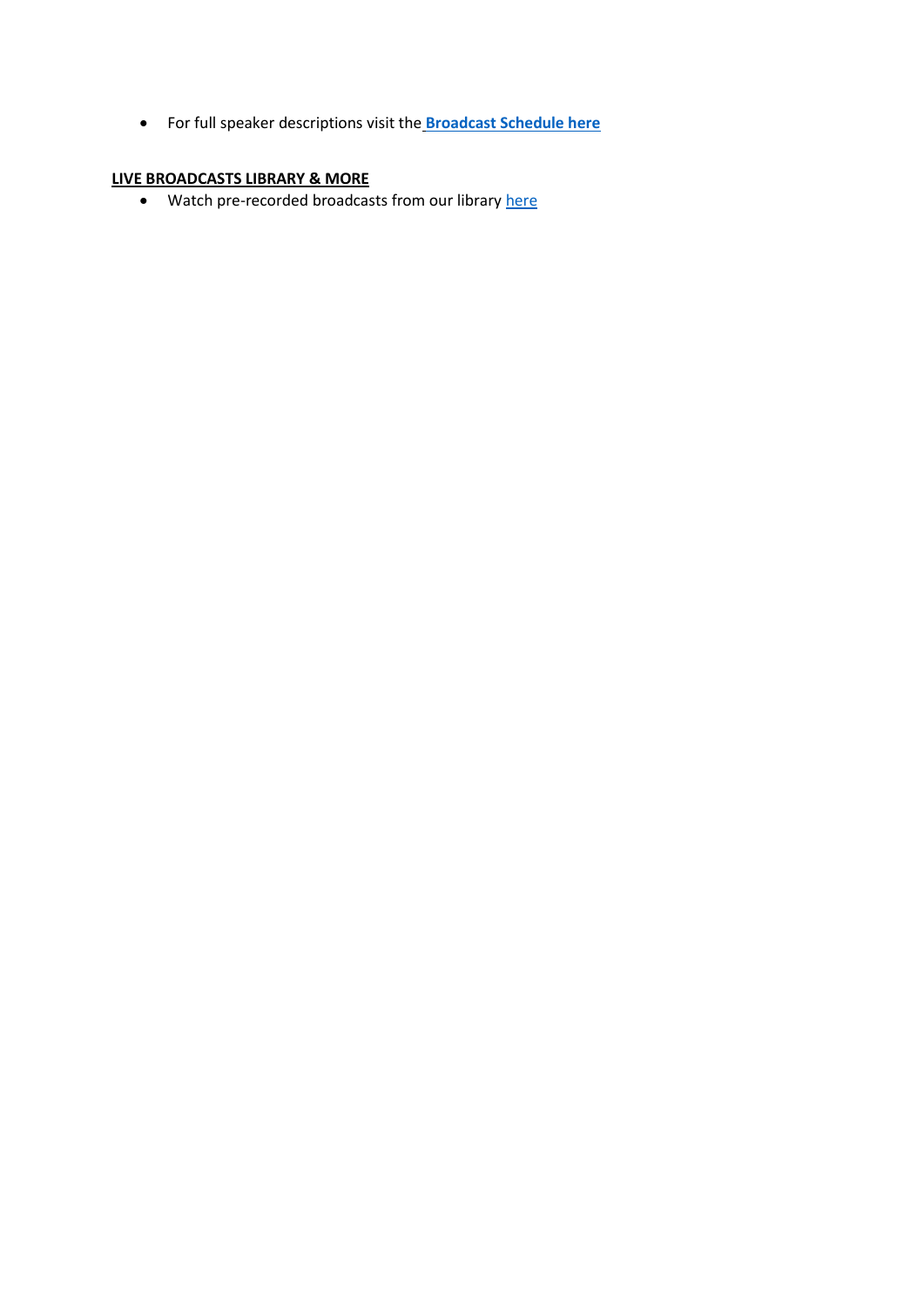- For full speaker descriptions visit the **Broadcast Schedule here**

**LIVE BROADCASTS LIBRARY & MORE**

- Watch pre-recorded broadcasts from our library here